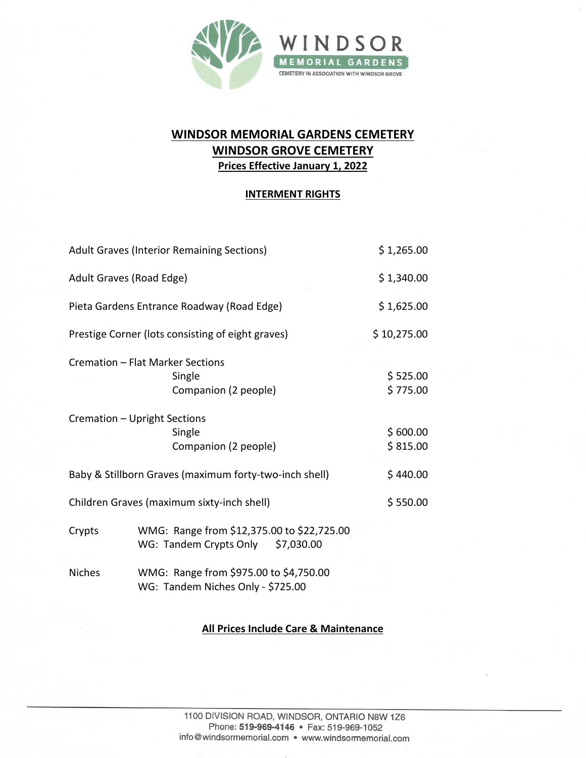WINDSOR

MEMORIAL GARDENS

CEMETERY IN ASSOCIATION WITH WINDSOR GROVE

# WINDSOR MEMORIAL GARDENS CEMETERY
# WINDSOR GROVE CEMETERY

**Prices Effective January 1, 2022**

## INTERMENT RIGHTS

| | |
|---|---|
| Adult Graves (Interior Remaining Sections) | $ 1,265.00 |
| Adult Graves (Road Edge) | $ 1,340.00 |
| Pieta Gardens Entrance Roadway (Road Edge) | $ 1,625.00 |
| Prestige Corner (lots consisting of eight graves) | $ 10,275.00 |
| Cremation – Flat Marker Sections | |
| Single | $ 525.00 |
| Companion (2 people) | $ 775.00 |
| Cremation – Upright Sections | |
| Single | $ 600.00 |
| Companion (2 people) | $ 815.00 |
| Baby & Stillborn Graves (maximum forty-two-inch shell) | $ 440.00 |
| Children Graves (maximum sixty-inch shell) | $ 550.00 |

Crypts
- WMG: Range from $12,375.00 to $22,725.00
- WG: Tandem Crypts Only $7,030.00

Niches
- WMG: Range from $975.00 to $4,750.00
- WG: Tandem Niches Only - $725.00

**All Prices Include Care & Maintenance**

1100 DIVISION ROAD, WINDSOR, ONTARIO N8W 1Z6
Phone: **519-969-4146** • Fax: 519-969-1052
info@windsormemorial.com • www.windsormemorial.com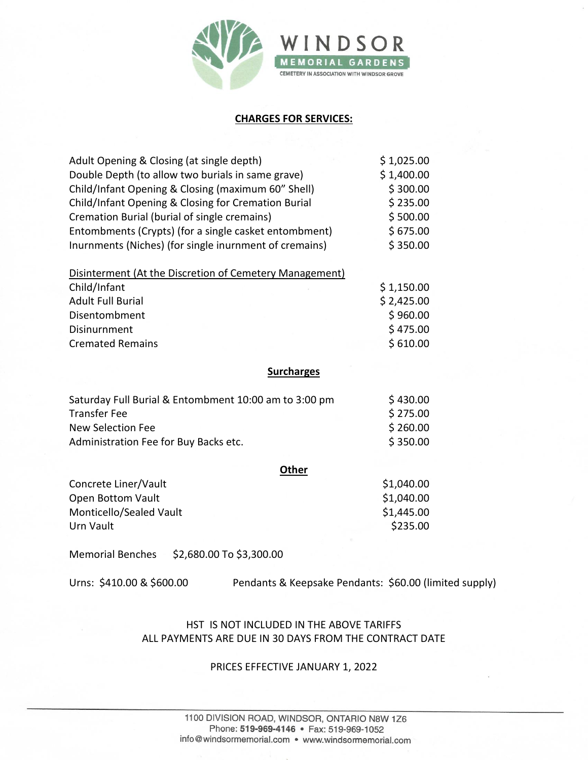# WINDSOR MEMORIAL GARDENS

CEMETERY IN ASSOCIATION WITH WINDSOR GROVE

## CHARGES FOR SERVICES:

| | |
|---|---|
| Adult Opening & Closing (at single depth) | $ 1,025.00 |
| Double Depth (to allow two burials in same grave) | $ 1,400.00 |
| Child/Infant Opening & Closing (maximum 60" Shell) | $ 300.00 |
| Child/Infant Opening & Closing for Cremation Burial | $ 235.00 |
| Cremation Burial (burial of single cremains) | $ 500.00 |
| Entombments (Crypts) (for a single casket entombment) | $ 675.00 |
| Inurnments (Niches) (for single inurnment of cremains) | $ 350.00 |

Disinterment (At the Discretion of Cemetery Management)

| | |
|---|---|
| Child/Infant | $ 1,150.00 |
| Adult Full Burial | $ 2,425.00 |
| Disentombment | $ 960.00 |
| Disinurnment | $ 475.00 |
| Cremated Remains | $ 610.00 |

### Surcharges

| | |
|---|---|
| Saturday Full Burial & Entombment 10:00 am to 3:00 pm | $ 430.00 |
| Transfer Fee | $ 275.00 |
| New Selection Fee | $ 260.00 |
| Administration Fee for Buy Backs etc. | $ 350.00 |

### Other

| | |
|---|---|
| Concrete Liner/Vault | $1,040.00 |
| Open Bottom Vault | $1,040.00 |
| Monticello/Sealed Vault | $1,445.00 |
| Urn Vault | $235.00 |

Memorial Benches $2,680.00 To $3,300.00

Urns: $410.00 & $600.00

Pendants & Keepsake Pendants: $60.00 (limited supply)

HST IS NOT INCLUDED IN THE ABOVE TARIFFS
ALL PAYMENTS ARE DUE IN 30 DAYS FROM THE CONTRACT DATE

PRICES EFFECTIVE JANUARY 1, 2022

1100 DIVISION ROAD, WINDSOR, ONTARIO N8W 1Z6
Phone: **519-969-4146** • Fax: 519-969-1052
info@windsormemorial.com • www.windsormemorial.com